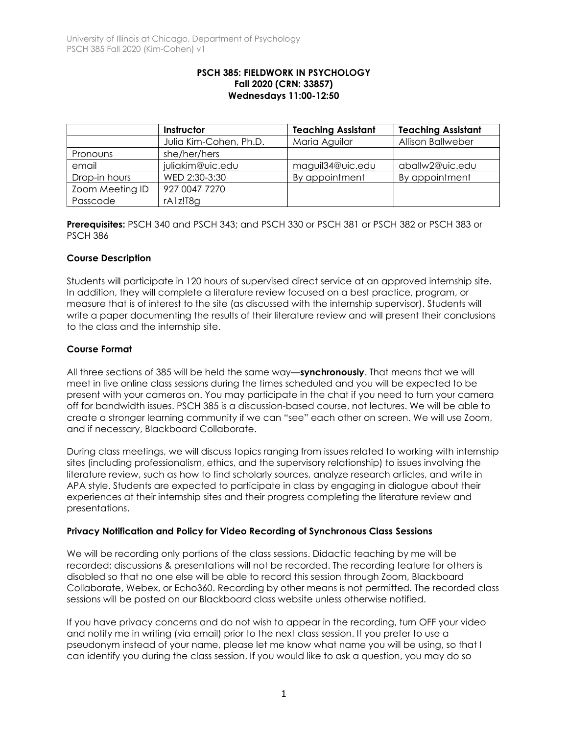**PSCH 385: FIELDWORK IN PSYCHOLOGY**
**Fall 2020 (CRN: 33857)**
**Wednesdays 11:00-12:50**

| | Instructor | Teaching Assistant | Teaching Assistant |
|---|---|---|---|
| | Julia Kim-Cohen, Ph.D. | Maria Aguilar | Allison Ballweber |
| Pronouns | she/her/hers | | |
| email | juliakim@uic.edu | maguil34@uic.edu | aballw2@uic.edu |
| Drop-in hours | WED 2:30-3:30 | By appointment | By appointment |
| Zoom Meeting ID | 927 0047 7270 | | |
| Passcode | rA1z!T8g | | |

**Prerequisites:** PSCH 340 and PSCH 343; and PSCH 330 or PSCH 381 or PSCH 382 or PSCH 383 or PSCH 386

### Course Description

Students will participate in 120 hours of supervised direct service at an approved internship site. In addition, they will complete a literature review focused on a best practice, program, or measure that is of interest to the site (as discussed with the internship supervisor). Students will write a paper documenting the results of their literature review and will present their conclusions to the class and the internship site.

### Course Format

All three sections of 385 will be held the same way—**synchronously**. That means that we will meet in live online class sessions during the times scheduled and you will be expected to be present with your cameras on. You may participate in the chat if you need to turn your camera off for bandwidth issues. PSCH 385 is a discussion-based course, not lectures. We will be able to create a stronger learning community if we can "see" each other on screen. We will use Zoom, and if necessary, Blackboard Collaborate.

During class meetings, we will discuss topics ranging from issues related to working with internship sites (including professionalism, ethics, and the supervisory relationship) to issues involving the literature review, such as how to find scholarly sources, analyze research articles, and write in APA style. Students are expected to participate in class by engaging in dialogue about their experiences at their internship sites and their progress completing the literature review and presentations.

### Privacy Notification and Policy for Video Recording of Synchronous Class Sessions

We will be recording only portions of the class sessions. Didactic teaching by me will be recorded; discussions & presentations will not be recorded. The recording feature for others is disabled so that no one else will be able to record this session through Zoom, Blackboard Collaborate, Webex, or Echo360. Recording by other means is not permitted. The recorded class sessions will be posted on our Blackboard class website unless otherwise notified.

If you have privacy concerns and do not wish to appear in the recording, turn OFF your video and notify me in writing (via email) prior to the next class session. If you prefer to use a pseudonym instead of your name, please let me know what name you will be using, so that I can identify you during the class session. If you would like to ask a question, you may do so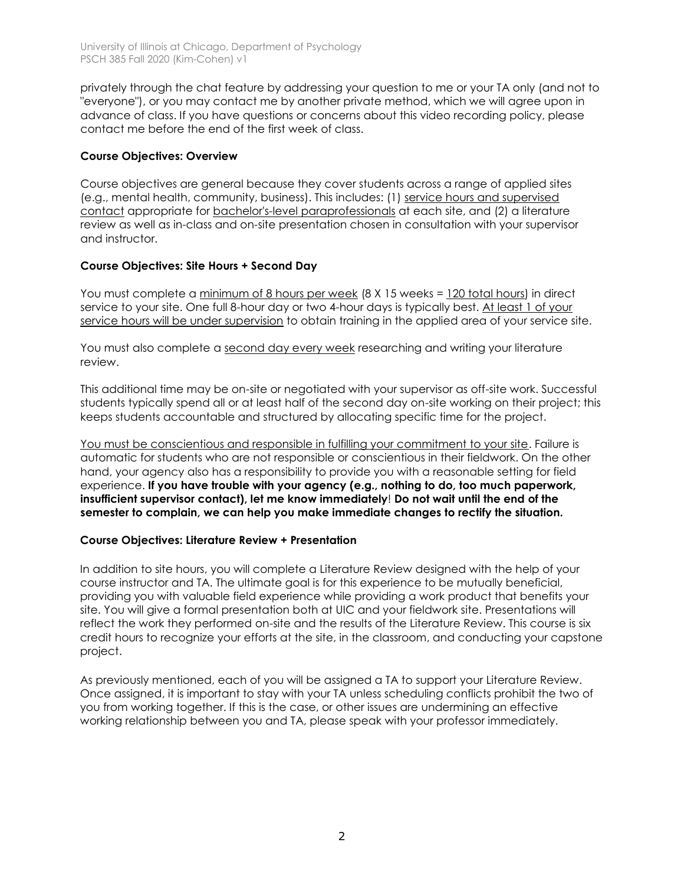privately through the chat feature by addressing your question to me or your TA only (and not to "everyone"), or you may contact me by another private method, which we will agree upon in advance of class. If you have questions or concerns about this video recording policy, please contact me before the end of the first week of class.

**Course Objectives: Overview**

Course objectives are general because they cover students across a range of applied sites (e.g., mental health, community, business). This includes: (1) service hours and supervised contact appropriate for bachelor's-level paraprofessionals at each site, and (2) a literature review as well as in-class and on-site presentation chosen in consultation with your supervisor and instructor.

**Course Objectives: Site Hours + Second Day**

You must complete a minimum of 8 hours per week (8 X 15 weeks = 120 total hours) in direct service to your site. One full 8-hour day or two 4-hour days is typically best. At least 1 of your service hours will be under supervision to obtain training in the applied area of your service site.

You must also complete a second day every week researching and writing your literature review.

This additional time may be on-site or negotiated with your supervisor as off-site work. Successful students typically spend all or at least half of the second day on-site working on their project; this keeps students accountable and structured by allocating specific time for the project.

You must be conscientious and responsible in fulfilling your commitment to your site. Failure is automatic for students who are not responsible or conscientious in their fieldwork. On the other hand, your agency also has a responsibility to provide you with a reasonable setting for field experience. **If you have trouble with your agency (e.g., nothing to do, too much paperwork, insufficient supervisor contact), let me know immediately**! **Do not wait until the end of the semester to complain, we can help you make immediate changes to rectify the situation.**

**Course Objectives: Literature Review + Presentation**

In addition to site hours, you will complete a Literature Review designed with the help of your course instructor and TA. The ultimate goal is for this experience to be mutually beneficial, providing you with valuable field experience while providing a work product that benefits your site. You will give a formal presentation both at UIC and your fieldwork site. Presentations will reflect the work they performed on-site and the results of the Literature Review. This course is six credit hours to recognize your efforts at the site, in the classroom, and conducting your capstone project.

As previously mentioned, each of you will be assigned a TA to support your Literature Review. Once assigned, it is important to stay with your TA unless scheduling conflicts prohibit the two of you from working together. If this is the case, or other issues are undermining an effective working relationship between you and TA, please speak with your professor immediately.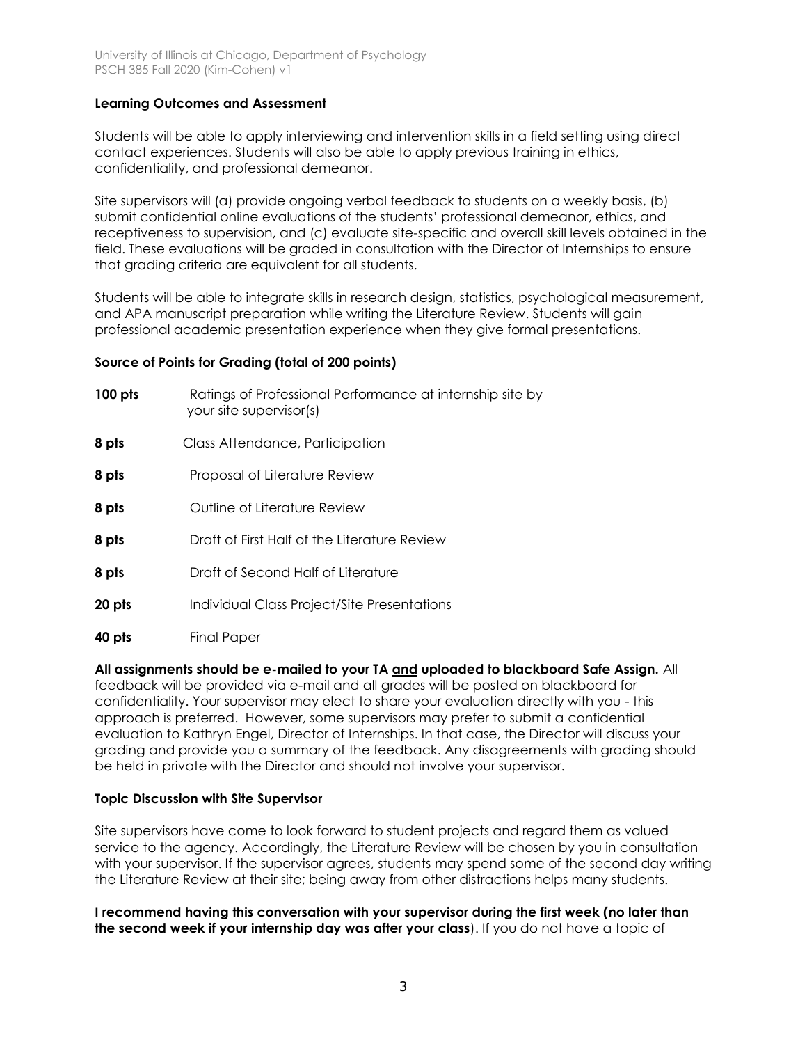**Learning Outcomes and Assessment**

Students will be able to apply interviewing and intervention skills in a field setting using direct contact experiences. Students will also be able to apply previous training in ethics, confidentiality, and professional demeanor.

Site supervisors will (a) provide ongoing verbal feedback to students on a weekly basis, (b) submit confidential online evaluations of the students' professional demeanor, ethics, and receptiveness to supervision, and (c) evaluate site-specific and overall skill levels obtained in the field. These evaluations will be graded in consultation with the Director of Internships to ensure that grading criteria are equivalent for all students.

Students will be able to integrate skills in research design, statistics, psychological measurement, and APA manuscript preparation while writing the Literature Review. Students will gain professional academic presentation experience when they give formal presentations.

**Source of Points for Grading (total of 200 points)**

**100 pts** Ratings of Professional Performance at internship site by your site supervisor(s)

**8 pts** Class Attendance, Participation

**8 pts** Proposal of Literature Review

**8 pts** Outline of Literature Review

**8 pts** Draft of First Half of the Literature Review

**8 pts** Draft of Second Half of Literature

**20 pts** Individual Class Project/Site Presentations

**40 pts** Final Paper

**All assignments should be e-mailed to your TA <u>and</u> uploaded to blackboard Safe Assign.** All feedback will be provided via e-mail and all grades will be posted on blackboard for confidentiality. Your supervisor may elect to share your evaluation directly with you - this approach is preferred. However, some supervisors may prefer to submit a confidential evaluation to Kathryn Engel, Director of Internships. In that case, the Director will discuss your grading and provide you a summary of the feedback. Any disagreements with grading should be held in private with the Director and should not involve your supervisor.

**Topic Discussion with Site Supervisor**

Site supervisors have come to look forward to student projects and regard them as valued service to the agency. Accordingly, the Literature Review will be chosen by you in consultation with your supervisor. If the supervisor agrees, students may spend some of the second day writing the Literature Review at their site; being away from other distractions helps many students.

**I recommend having this conversation with your supervisor during the first week (no later than the second week if your internship day was after your class**). If you do not have a topic of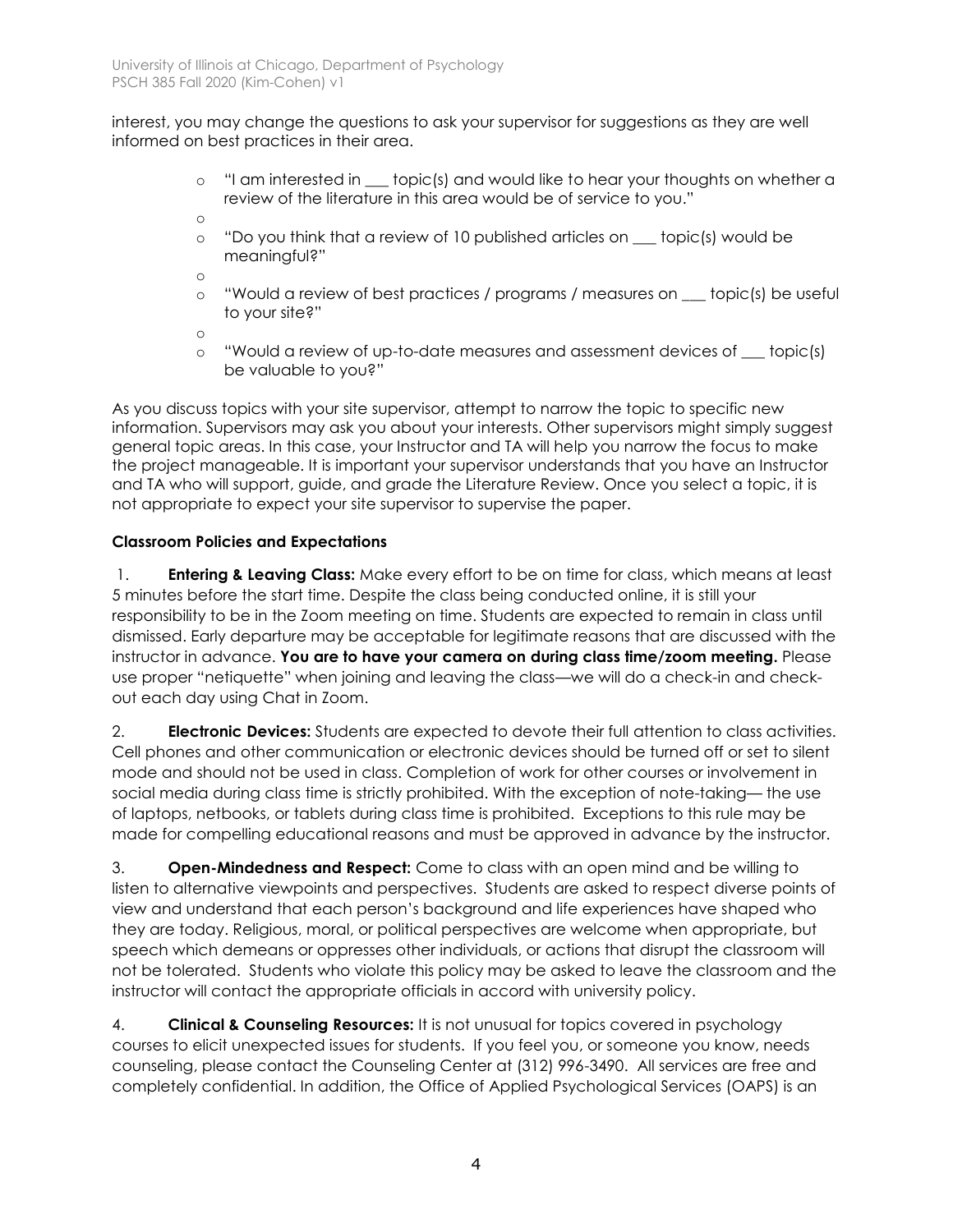interest, you may change the questions to ask your supervisor for suggestions as they are well informed on best practices in their area.

- "I am interested in ___ topic(s) and would like to hear your thoughts on whether a review of the literature in this area would be of service to you."
- "Do you think that a review of 10 published articles on ___ topic(s) would be meaningful?"
- "Would a review of best practices / programs / measures on ___ topic(s) be useful to your site?"
- "Would a review of up-to-date measures and assessment devices of ___ topic(s) be valuable to you?"

As you discuss topics with your site supervisor, attempt to narrow the topic to specific new information. Supervisors may ask you about your interests. Other supervisors might simply suggest general topic areas. In this case, your Instructor and TA will help you narrow the focus to make the project manageable. It is important your supervisor understands that you have an Instructor and TA who will support, guide, and grade the Literature Review. Once you select a topic, it is not appropriate to expect your site supervisor to supervise the paper.

**Classroom Policies and Expectations**

1. **Entering & Leaving Class:** Make every effort to be on time for class, which means at least 5 minutes before the start time. Despite the class being conducted online, it is still your responsibility to be in the Zoom meeting on time. Students are expected to remain in class until dismissed. Early departure may be acceptable for legitimate reasons that are discussed with the instructor in advance. **You are to have your camera on during class time/zoom meeting.** Please use proper "netiquette" when joining and leaving the class—we will do a check-in and check-out each day using Chat in Zoom.

2. **Electronic Devices:** Students are expected to devote their full attention to class activities. Cell phones and other communication or electronic devices should be turned off or set to silent mode and should not be used in class. Completion of work for other courses or involvement in social media during class time is strictly prohibited. With the exception of note-taking— the use of laptops, netbooks, or tablets during class time is prohibited. Exceptions to this rule may be made for compelling educational reasons and must be approved in advance by the instructor.

3. **Open-Mindedness and Respect:** Come to class with an open mind and be willing to listen to alternative viewpoints and perspectives. Students are asked to respect diverse points of view and understand that each person's background and life experiences have shaped who they are today. Religious, moral, or political perspectives are welcome when appropriate, but speech which demeans or oppresses other individuals, or actions that disrupt the classroom will not be tolerated. Students who violate this policy may be asked to leave the classroom and the instructor will contact the appropriate officials in accord with university policy.

4. **Clinical & Counseling Resources:** It is not unusual for topics covered in psychology courses to elicit unexpected issues for students. If you feel you, or someone you know, needs counseling, please contact the Counseling Center at (312) 996-3490. All services are free and completely confidential. In addition, the Office of Applied Psychological Services (OAPS) is an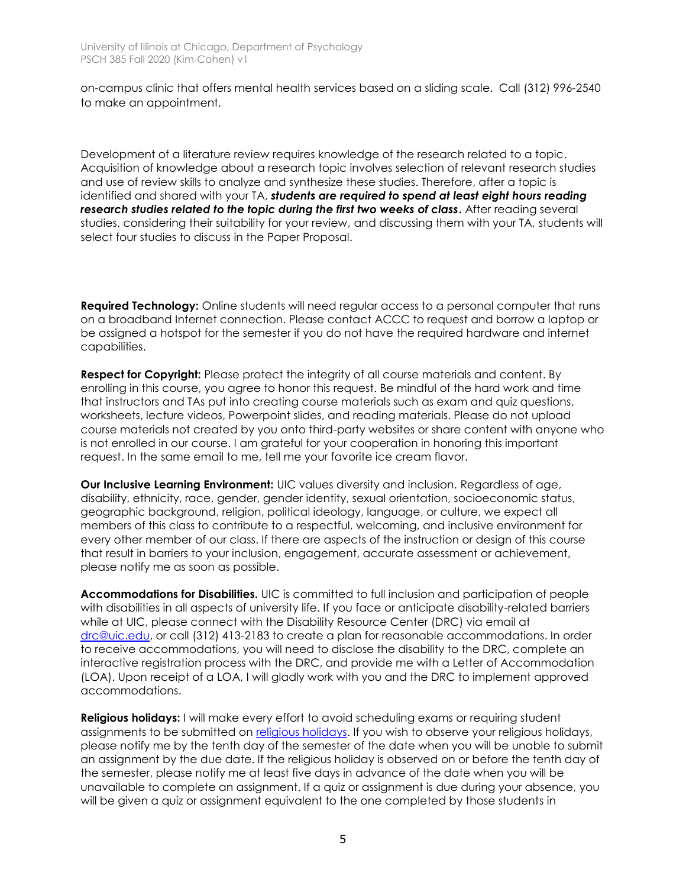on-campus clinic that offers mental health services based on a sliding scale. Call (312) 996-2540 to make an appointment.

Development of a literature review requires knowledge of the research related to a topic. Acquisition of knowledge about a research topic involves selection of relevant research studies and use of review skills to analyze and synthesize these studies. Therefore, after a topic is identified and shared with your TA, ***students are required to spend at least eight hours reading research studies related to the topic during the first two weeks of class***. After reading several studies, considering their suitability for your review, and discussing them with your TA, students will select four studies to discuss in the Paper Proposal.

**Required Technology:** Online students will need regular access to a personal computer that runs on a broadband Internet connection. Please contact ACCC to request and borrow a laptop or be assigned a hotspot for the semester if you do not have the required hardware and internet capabilities.

**Respect for Copyright:** Please protect the integrity of all course materials and content. By enrolling in this course, you agree to honor this request. Be mindful of the hard work and time that instructors and TAs put into creating course materials such as exam and quiz questions, worksheets, lecture videos, Powerpoint slides, and reading materials. Please do not upload course materials not created by you onto third-party websites or share content with anyone who is not enrolled in our course. I am grateful for your cooperation in honoring this important request. In the same email to me, tell me your favorite ice cream flavor.

**Our Inclusive Learning Environment:** UIC values diversity and inclusion. Regardless of age, disability, ethnicity, race, gender, gender identity, sexual orientation, socioeconomic status, geographic background, religion, political ideology, language, or culture, we expect all members of this class to contribute to a respectful, welcoming, and inclusive environment for every other member of our class. If there are aspects of the instruction or design of this course that result in barriers to your inclusion, engagement, accurate assessment or achievement, please notify me as soon as possible.

**Accommodations for Disabilities.** UIC is committed to full inclusion and participation of people with disabilities in all aspects of university life. If you face or anticipate disability-related barriers while at UIC, please connect with the Disability Resource Center (DRC) via email at [drc@uic.edu](mailto:drc@uic.edu), or call (312) 413-2183 to create a plan for reasonable accommodations. In order to receive accommodations, you will need to disclose the disability to the DRC, complete an interactive registration process with the DRC, and provide me with a Letter of Accommodation (LOA). Upon receipt of a LOA, I will gladly work with you and the DRC to implement approved accommodations.

**Religious holidays:** I will make every effort to avoid scheduling exams or requiring student assignments to be submitted on religious holidays. If you wish to observe your religious holidays, please notify me by the tenth day of the semester of the date when you will be unable to submit an assignment by the due date. If the religious holiday is observed on or before the tenth day of the semester, please notify me at least five days in advance of the date when you will be unavailable to complete an assignment. If a quiz or assignment is due during your absence, you will be given a quiz or assignment equivalent to the one completed by those students in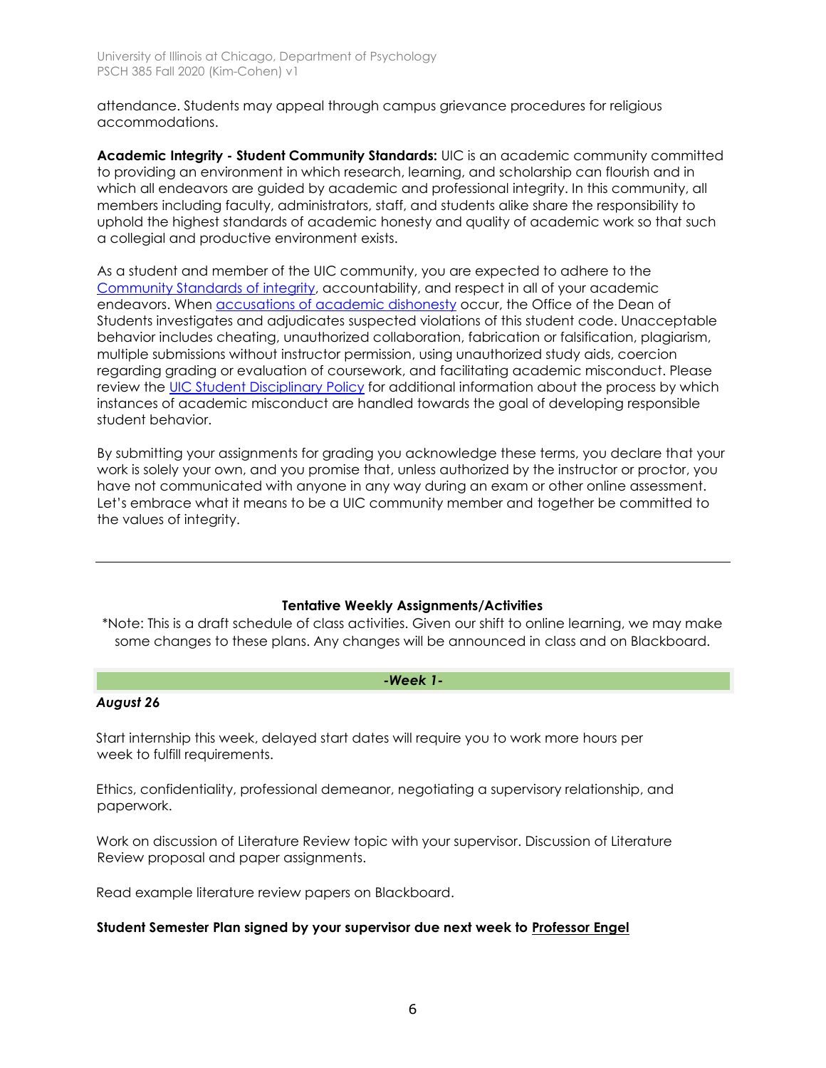attendance. Students may appeal through campus grievance procedures for religious accommodations.

**Academic Integrity - Student Community Standards:** UIC is an academic community committed to providing an environment in which research, learning, and scholarship can flourish and in which all endeavors are guided by academic and professional integrity. In this community, all members including faculty, administrators, staff, and students alike share the responsibility to uphold the highest standards of academic honesty and quality of academic work so that such a collegial and productive environment exists.

As a student and member of the UIC community, you are expected to adhere to the Community Standards of integrity, accountability, and respect in all of your academic endeavors. When accusations of academic dishonesty occur, the Office of the Dean of Students investigates and adjudicates suspected violations of this student code. Unacceptable behavior includes cheating, unauthorized collaboration, fabrication or falsification, plagiarism, multiple submissions without instructor permission, using unauthorized study aids, coercion regarding grading or evaluation of coursework, and facilitating academic misconduct. Please review the UIC Student Disciplinary Policy for additional information about the process by which instances of academic misconduct are handled towards the goal of developing responsible student behavior.

By submitting your assignments for grading you acknowledge these terms, you declare that your work is solely your own, and you promise that, unless authorized by the instructor or proctor, you have not communicated with anyone in any way during an exam or other online assessment. Let's embrace what it means to be a UIC community member and together be committed to the values of integrity.

---

## Tentative Weekly Assignments/Activities

*Note: This is a draft schedule of class activities. Given our shift to online learning, we may make some changes to these plans. Any changes will be announced in class and on Blackboard.

### *-Week 1-*

***August 26***

Start internship this week, delayed start dates will require you to work more hours per week to fulfill requirements.

Ethics, confidentiality, professional demeanor, negotiating a supervisory relationship, and paperwork.

Work on discussion of Literature Review topic with your supervisor. Discussion of Literature Review proposal and paper assignments.

Read example literature review papers on Blackboard.

**Student Semester Plan signed by your supervisor due next week to Professor Engel**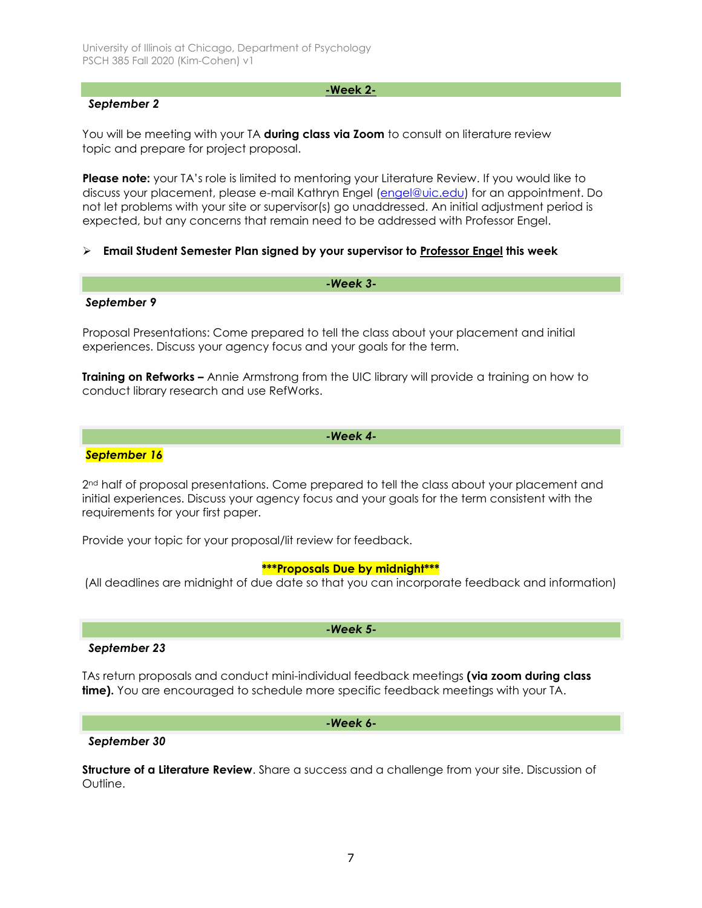## -Week 2-

***September 2***

You will be meeting with your TA **during class via Zoom** to consult on literature review topic and prepare for project proposal.

**Please note:** your TA's role is limited to mentoring your Literature Review. If you would like to discuss your placement, please e-mail Kathryn Engel (engel@uic.edu) for an appointment. Do not let problems with your site or supervisor(s) go unaddressed. An initial adjustment period is expected, but any concerns that remain need to be addressed with Professor Engel.

- **Email Student Semester Plan signed by your supervisor to Professor Engel this week**

## -Week 3-

***September 9***

Proposal Presentations: Come prepared to tell the class about your placement and initial experiences. Discuss your agency focus and your goals for the term.

**Training on Refworks –** Annie Armstrong from the UIC library will provide a training on how to conduct library research and use RefWorks.

## -Week 4-

***September 16***

2nd half of proposal presentations. Come prepared to tell the class about your placement and initial experiences. Discuss your agency focus and your goals for the term consistent with the requirements for your first paper.

Provide your topic for your proposal/lit review for feedback.

**\*\*\*Proposals Due by midnight\*\*\***

(All deadlines are midnight of due date so that you can incorporate feedback and information)

## -Week 5-

***September 23***

TAs return proposals and conduct mini-individual feedback meetings **(via zoom during class time).** You are encouraged to schedule more specific feedback meetings with your TA.

## -Week 6-

***September 30***

**Structure of a Literature Review**. Share a success and a challenge from your site. Discussion of Outline.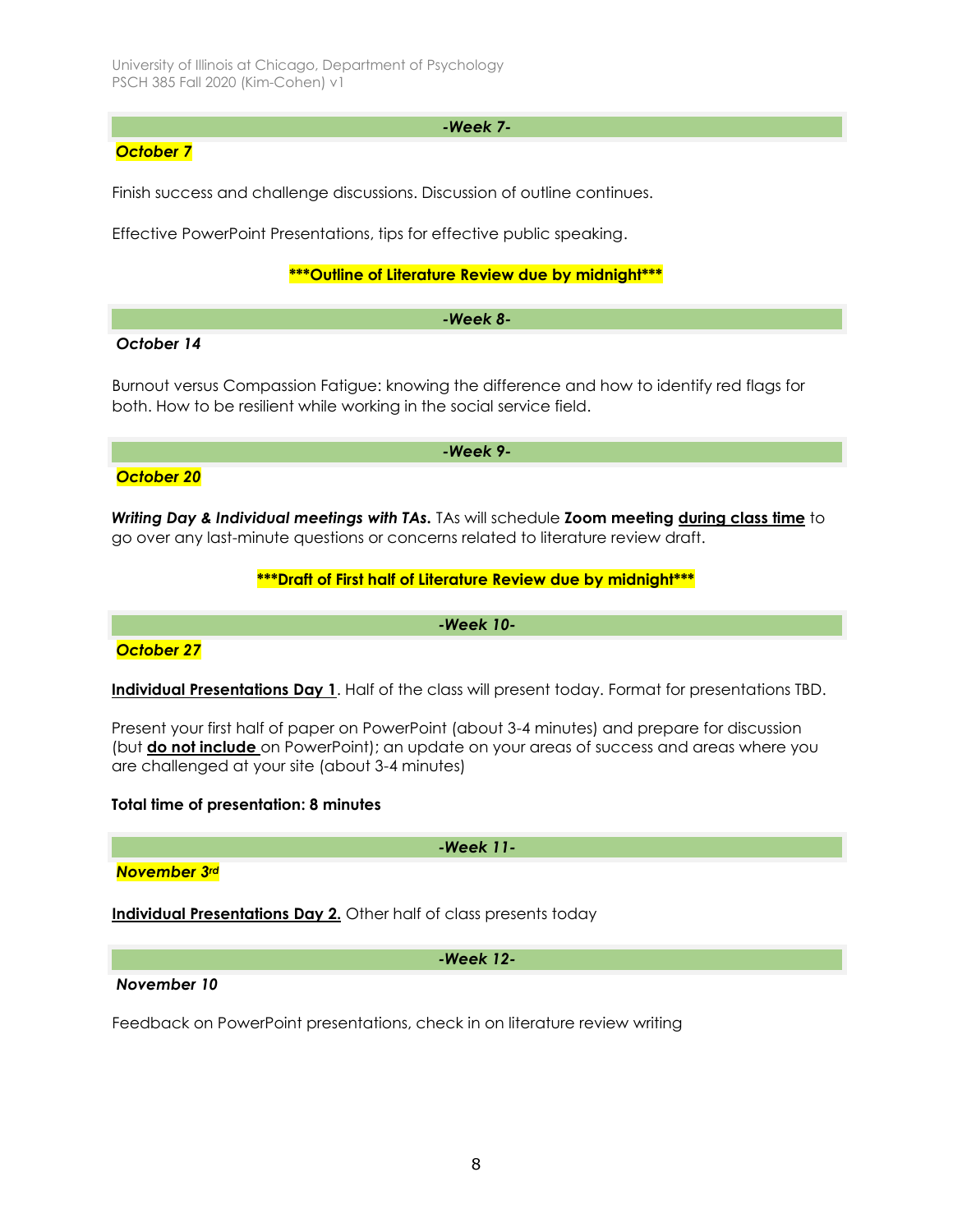### *-Week 7-*

***October 7***

Finish success and challenge discussions. Discussion of outline continues.

Effective PowerPoint Presentations, tips for effective public speaking.

**\*\*\*Outline of Literature Review due by midnight\*\*\***

### *-Week 8-*

***October 14***

Burnout versus Compassion Fatigue: knowing the difference and how to identify red flags for both. How to be resilient while working in the social service field.

### *-Week 9-*

***October 20***

***Writing Day & Individual meetings with TAs.*** TAs will schedule **Zoom meeting** **<u>during class time</u>** to go over any last-minute questions or concerns related to literature review draft.

**\*\*\*Draft of First half of Literature Review due by midnight\*\*\***

### *-Week 10-*

***October 27***

**<u>Individual Presentations Day 1</u>**. Half of the class will present today. Format for presentations TBD.

Present your first half of paper on PowerPoint (about 3-4 minutes) and prepare for discussion (but **<u>do not include</u>** on PowerPoint); an update on your areas of success and areas where you are challenged at your site (about 3-4 minutes)

**Total time of presentation: 8 minutes**

### *-Week 11-*

***November 3rd***

**<u>Individual Presentations Day 2.</u>** Other half of class presents today

### *-Week 12-*

***November 10***

Feedback on PowerPoint presentations, check in on literature review writing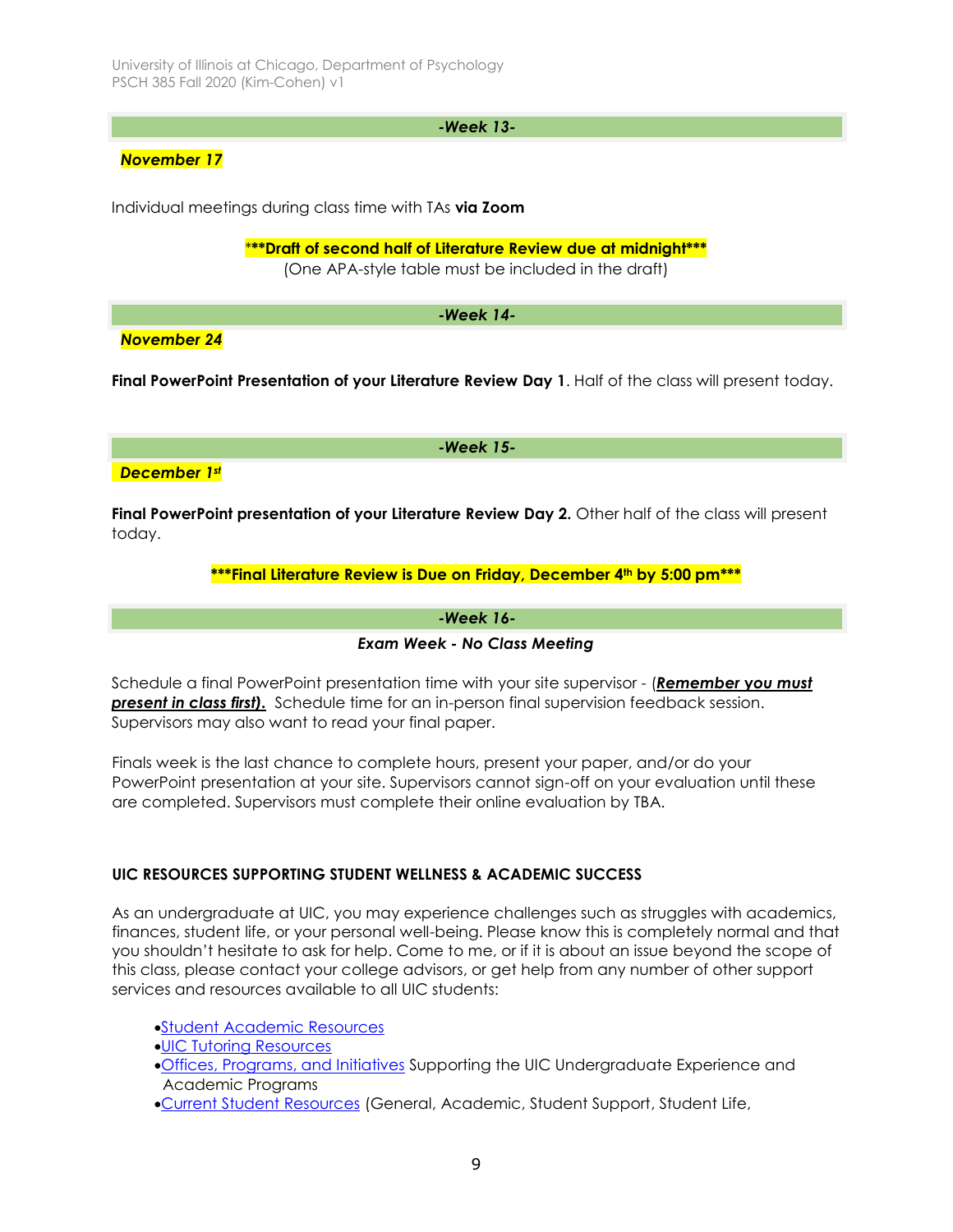### *-Week 13-*

***November 17***

Individual meetings during class time with TAs **via Zoom**

**\*\*\*Draft of second half of Literature Review due at midnight\*\*\***
(One APA-style table must be included in the draft)

### *-Week 14-*

***November 24***

**Final PowerPoint Presentation of your Literature Review Day 1**. Half of the class will present today.

### *-Week 15-*

***December 1st***

**Final PowerPoint presentation of your Literature Review Day 2.** Other half of the class will present today.

**\*\*\*Final Literature Review is Due on Friday, December 4th by 5:00 pm\*\*\***

### *-Week 16-*

***Exam Week - No Class Meeting***

Schedule a final PowerPoint presentation time with your site supervisor - (***Remember you must present in class first).*** Schedule time for an in-person final supervision feedback session. Supervisors may also want to read your final paper.

Finals week is the last chance to complete hours, present your paper, and/or do your PowerPoint presentation at your site. Supervisors cannot sign-off on your evaluation until these are completed. Supervisors must complete their online evaluation by TBA.

## UIC RESOURCES SUPPORTING STUDENT WELLNESS & ACADEMIC SUCCESS

As an undergraduate at UIC, you may experience challenges such as struggles with academics, finances, student life, or your personal well-being. Please know this is completely normal and that you shouldn't hesitate to ask for help. Come to me, or if it is about an issue beyond the scope of this class, please contact your college advisors, or get help from any number of other support services and resources available to all UIC students:

- Student Academic Resources
- UIC Tutoring Resources
- Offices, Programs, and Initiatives Supporting the UIC Undergraduate Experience and Academic Programs
- Current Student Resources (General, Academic, Student Support, Student Life,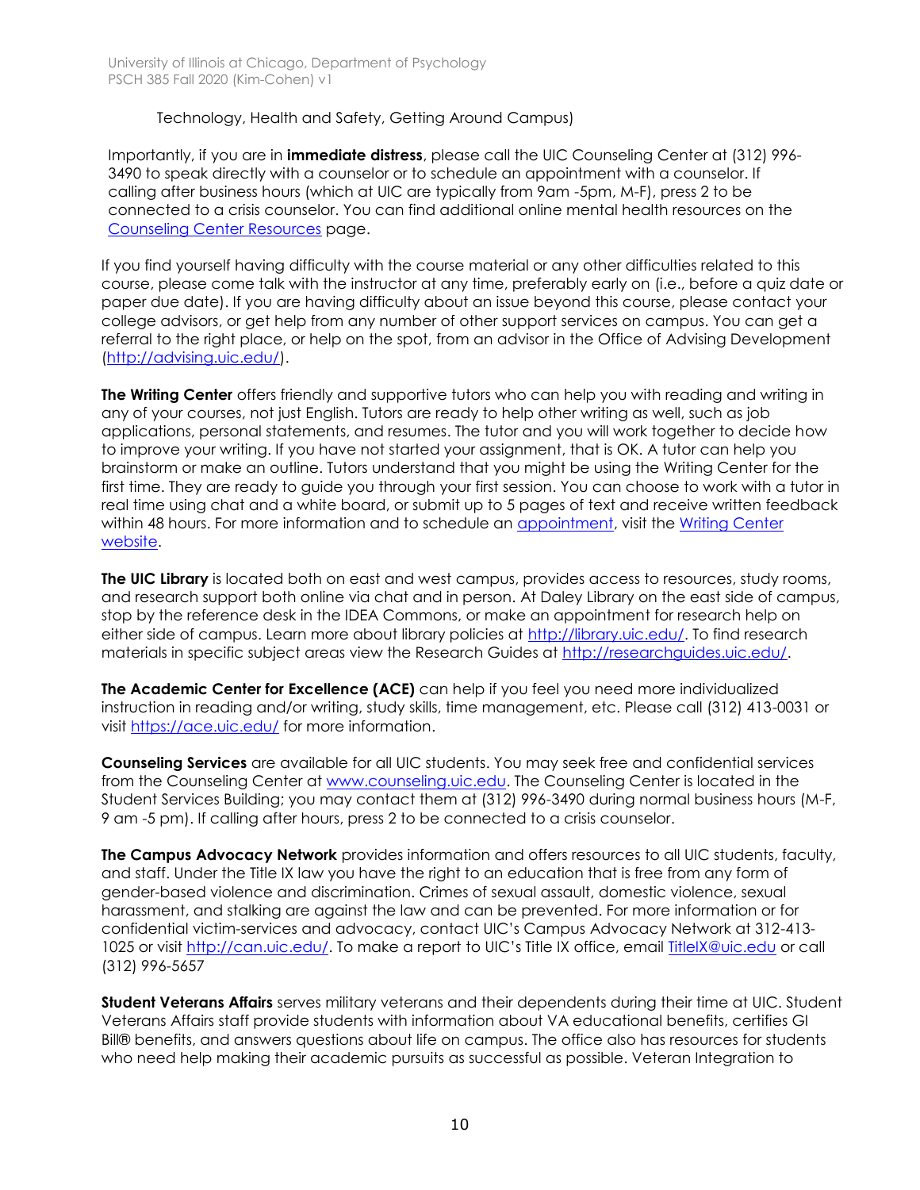Technology, Health and Safety, Getting Around Campus)

Importantly, if you are in **immediate distress**, please call the UIC Counseling Center at (312) 996-3490 to speak directly with a counselor or to schedule an appointment with a counselor. If calling after business hours (which at UIC are typically from 9am -5pm, M-F), press 2 to be connected to a crisis counselor. You can find additional online mental health resources on the [Counseling Center Resources](#) page.

If you find yourself having difficulty with the course material or any other difficulties related to this course, please come talk with the instructor at any time, preferably early on (i.e., before a quiz date or paper due date). If you are having difficulty about an issue beyond this course, please contact your college advisors, or get help from any number of other support services on campus. You can get a referral to the right place, or help on the spot, from an advisor in the Office of Advising Development (http://advising.uic.edu/).

**The Writing Center** offers friendly and supportive tutors who can help you with reading and writing in any of your courses, not just English. Tutors are ready to help other writing as well, such as job applications, personal statements, and resumes. The tutor and you will work together to decide how to improve your writing. If you have not started your assignment, that is OK. A tutor can help you brainstorm or make an outline. Tutors understand that you might be using the Writing Center for the first time. They are ready to guide you through your first session. You can choose to work with a tutor in real time using chat and a white board, or submit up to 5 pages of text and receive written feedback within 48 hours. For more information and to schedule an [appointment](#), visit the [Writing Center website](#).

**The UIC Library** is located both on east and west campus, provides access to resources, study rooms, and research support both online via chat and in person. At Daley Library on the east side of campus, stop by the reference desk in the IDEA Commons, or make an appointment for research help on either side of campus. Learn more about library policies at http://library.uic.edu/. To find research materials in specific subject areas view the Research Guides at http://researchguides.uic.edu/.

**The Academic Center for Excellence (ACE)** can help if you feel you need more individualized instruction in reading and/or writing, study skills, time management, etc. Please call (312) 413-0031 or visit https://ace.uic.edu/ for more information.

**Counseling Services** are available for all UIC students. You may seek free and confidential services from the Counseling Center at www.counseling.uic.edu. The Counseling Center is located in the Student Services Building; you may contact them at (312) 996-3490 during normal business hours (M-F, 9 am -5 pm). If calling after hours, press 2 to be connected to a crisis counselor.

**The Campus Advocacy Network** provides information and offers resources to all UIC students, faculty, and staff. Under the Title IX law you have the right to an education that is free from any form of gender-based violence and discrimination. Crimes of sexual assault, domestic violence, sexual harassment, and stalking are against the law and can be prevented. For more information or for confidential victim-services and advocacy, contact UIC's Campus Advocacy Network at 312-413-1025 or visit http://can.uic.edu/. To make a report to UIC's Title IX office, email TitleIX@uic.edu or call (312) 996-5657

**Student Veterans Affairs** serves military veterans and their dependents during their time at UIC. Student Veterans Affairs staff provide students with information about VA educational benefits, certifies GI Bill® benefits, and answers questions about life on campus. The office also has resources for students who need help making their academic pursuits as successful as possible. Veteran Integration to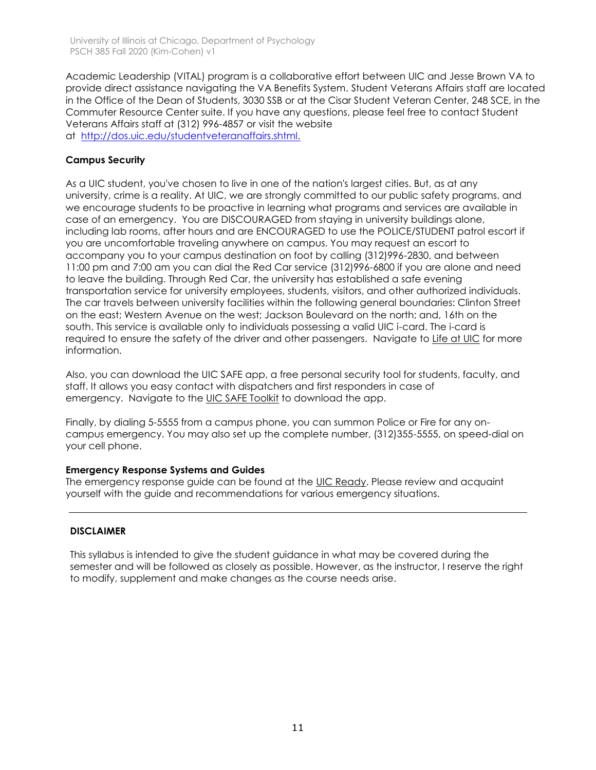Academic Leadership (VITAL) program is a collaborative effort between UIC and Jesse Brown VA to provide direct assistance navigating the VA Benefits System. Student Veterans Affairs staff are located in the Office of the Dean of Students, 3030 SSB or at the Cisar Student Veteran Center, 248 SCE, in the Commuter Resource Center suite. If you have any questions, please feel free to contact Student Veterans Affairs staff at (312) 996-4857 or visit the website at [http://dos.uic.edu/studentveteranaffairs.shtml.](http://dos.uic.edu/studentveteranaffairs.shtml)

**Campus Security**

As a UIC student, you've chosen to live in one of the nation's largest cities. But, as at any university, crime is a reality. At UIC, we are strongly committed to our public safety programs, and we encourage students to be proactive in learning what programs and services are available in case of an emergency. You are DISCOURAGED from staying in university buildings alone, including lab rooms, after hours and are ENCOURAGED to use the POLICE/STUDENT patrol escort if you are uncomfortable traveling anywhere on campus. You may request an escort to accompany you to your campus destination on foot by calling (312)996-2830, and between 11:00 pm and 7:00 am you can dial the Red Car service (312)996-6800 if you are alone and need to leave the building. Through Red Car, the university has established a safe evening transportation service for university employees, students, visitors, and other authorized individuals. The car travels between university facilities within the following general boundaries: Clinton Street on the east; Western Avenue on the west; Jackson Boulevard on the north; and, 16th on the south. This service is available only to individuals possessing a valid UIC i-card. The i-card is required to ensure the safety of the driver and other passengers. Navigate to Life at UIC for more information.

Also, you can download the UIC SAFE app, a free personal security tool for students, faculty, and staff. It allows you easy contact with dispatchers and first responders in case of emergency. Navigate to the UIC SAFE Toolkit to download the app.

Finally, by dialing 5-5555 from a campus phone, you can summon Police or Fire for any on-campus emergency. You may also set up the complete number, (312)355-5555, on speed-dial on your cell phone.

**Emergency Response Systems and Guides**

The emergency response guide can be found at the UIC Ready. Please review and acquaint yourself with the guide and recommendations for various emergency situations.

---

**DISCLAIMER**

This syllabus is intended to give the student guidance in what may be covered during the semester and will be followed as closely as possible. However, as the instructor, I reserve the right to modify, supplement and make changes as the course needs arise.